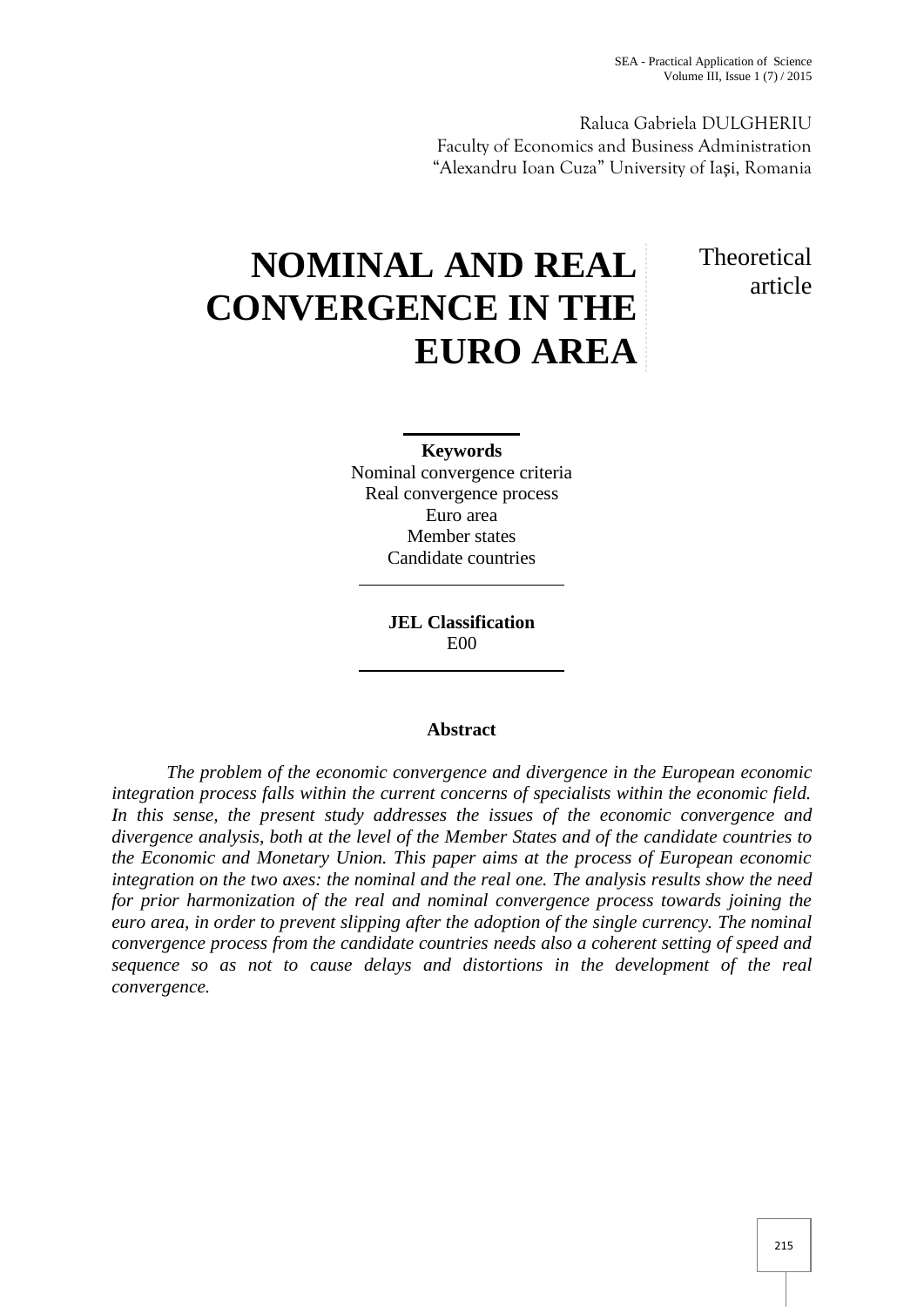Raluca Gabriela DULGHERIU
Faculty of Economics and Business Administration
"Alexandru Ioan Cuza" University of Iași, Romania

# NOMINAL AND REAL CONVERGENCE IN THE EURO AREA

Theoretical article

**Keywords**
Nominal convergence criteria
Real convergence process
Euro area
Member states
Candidate countries

**JEL Classification**
E00

**Abstract**

*The problem of the economic convergence and divergence in the European economic integration process falls within the current concerns of specialists within the economic field. In this sense, the present study addresses the issues of the economic convergence and divergence analysis, both at the level of the Member States and of the candidate countries to the Economic and Monetary Union. This paper aims at the process of European economic integration on the two axes: the nominal and the real one. The analysis results show the need for prior harmonization of the real and nominal convergence process towards joining the euro area, in order to prevent slipping after the adoption of the single currency. The nominal convergence process from the candidate countries needs also a coherent setting of speed and sequence so as not to cause delays and distortions in the development of the real convergence.*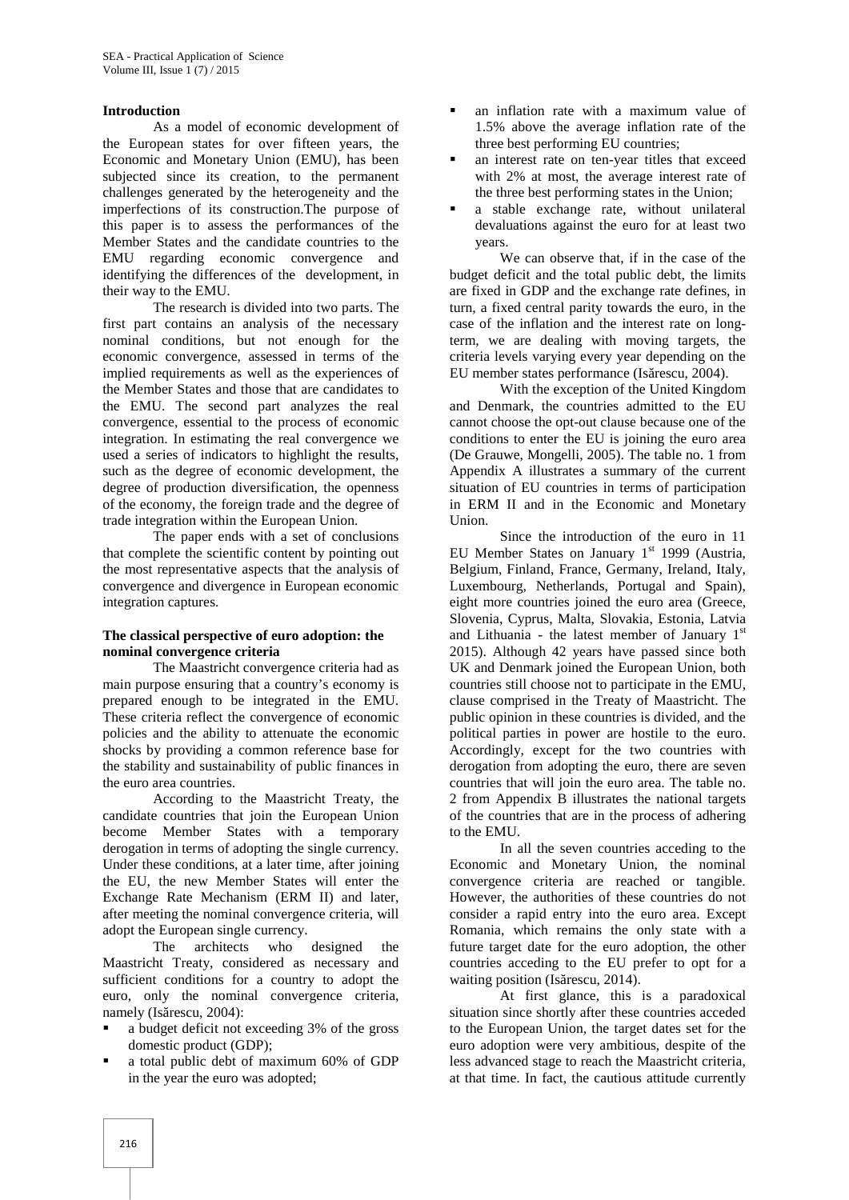## Introduction

As a model of economic development of the European states for over fifteen years, the Economic and Monetary Union (EMU), has been subjected since its creation, to the permanent challenges generated by the heterogeneity and the imperfections of its construction.The purpose of this paper is to assess the performances of the Member States and the candidate countries to the EMU regarding economic convergence and identifying the differences of the development, in their way to the EMU.

The research is divided into two parts. The first part contains an analysis of the necessary nominal conditions, but not enough for the economic convergence, assessed in terms of the implied requirements as well as the experiences of the Member States and those that are candidates to the EMU. The second part analyzes the real convergence, essential to the process of economic integration. In estimating the real convergence we used a series of indicators to highlight the results, such as the degree of economic development, the degree of production diversification, the openness of the economy, the foreign trade and the degree of trade integration within the European Union.

The paper ends with a set of conclusions that complete the scientific content by pointing out the most representative aspects that the analysis of convergence and divergence in European economic integration captures.

## The classical perspective of euro adoption: the nominal convergence criteria

The Maastricht convergence criteria had as main purpose ensuring that a country's economy is prepared enough to be integrated in the EMU. These criteria reflect the convergence of economic policies and the ability to attenuate the economic shocks by providing a common reference base for the stability and sustainability of public finances in the euro area countries.

According to the Maastricht Treaty, the candidate countries that join the European Union become Member States with a temporary derogation in terms of adopting the single currency. Under these conditions, at a later time, after joining the EU, the new Member States will enter the Exchange Rate Mechanism (ERM II) and later, after meeting the nominal convergence criteria, will adopt the European single currency.

The architects who designed the Maastricht Treaty, considered as necessary and sufficient conditions for a country to adopt the euro, only the nominal convergence criteria, namely (Isărescu, 2004):

- a budget deficit not exceeding 3% of the gross domestic product (GDP);
- a total public debt of maximum 60% of GDP in the year the euro was adopted;
- an inflation rate with a maximum value of 1.5% above the average inflation rate of the three best performing EU countries;
- an interest rate on ten-year titles that exceed with 2% at most, the average interest rate of the three best performing states in the Union;
- a stable exchange rate, without unilateral devaluations against the euro for at least two years.

We can observe that, if in the case of the budget deficit and the total public debt, the limits are fixed in GDP and the exchange rate defines, in turn, a fixed central parity towards the euro, in the case of the inflation and the interest rate on long-term, we are dealing with moving targets, the criteria levels varying every year depending on the EU member states performance (Isărescu, 2004).

With the exception of the United Kingdom and Denmark, the countries admitted to the EU cannot choose the opt-out clause because one of the conditions to enter the EU is joining the euro area (De Grauwe, Mongelli, 2005). The table no. 1 from Appendix A illustrates a summary of the current situation of EU countries in terms of participation in ERM II and in the Economic and Monetary Union.

Since the introduction of the euro in 11 EU Member States on January 1st 1999 (Austria, Belgium, Finland, France, Germany, Ireland, Italy, Luxembourg, Netherlands, Portugal and Spain), eight more countries joined the euro area (Greece, Slovenia, Cyprus, Malta, Slovakia, Estonia, Latvia and Lithuania - the latest member of January 1st 2015). Although 42 years have passed since both UK and Denmark joined the European Union, both countries still choose not to participate in the EMU, clause comprised in the Treaty of Maastricht. The public opinion in these countries is divided, and the political parties in power are hostile to the euro. Accordingly, except for the two countries with derogation from adopting the euro, there are seven countries that will join the euro area. The table no. 2 from Appendix B illustrates the national targets of the countries that are in the process of adhering to the EMU.

In all the seven countries acceding to the Economic and Monetary Union, the nominal convergence criteria are reached or tangible. However, the authorities of these countries do not consider a rapid entry into the euro area. Except Romania, which remains the only state with a future target date for the euro adoption, the other countries acceding to the EU prefer to opt for a waiting position (Isărescu, 2014).

At first glance, this is a paradoxical situation since shortly after these countries acceded to the European Union, the target dates set for the euro adoption were very ambitious, despite of the less advanced stage to reach the Maastricht criteria, at that time. In fact, the cautious attitude currently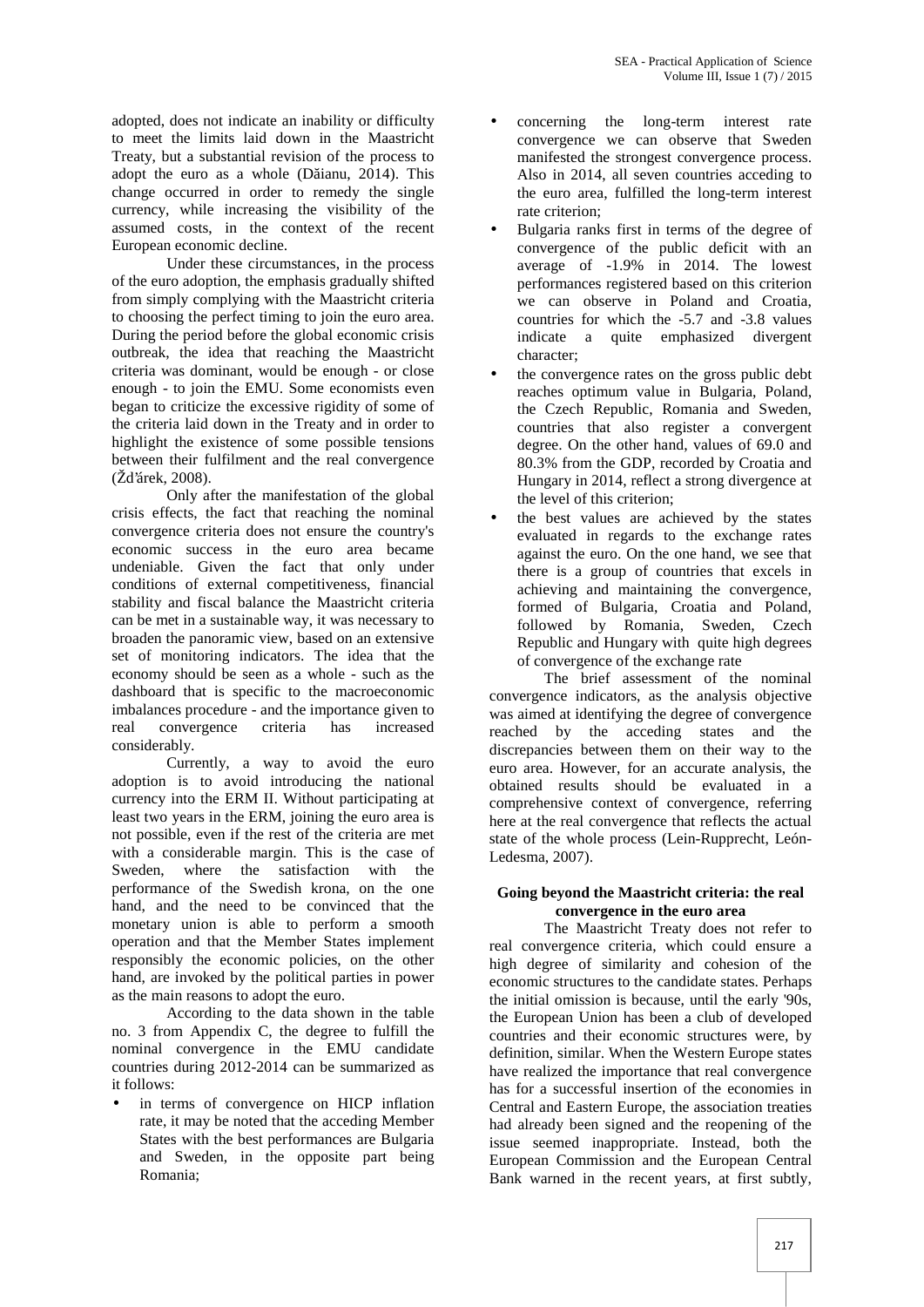adopted, does not indicate an inability or difficulty to meet the limits laid down in the Maastricht Treaty, but a substantial revision of the process to adopt the euro as a whole (Dăianu, 2014). This change occurred in order to remedy the single currency, while increasing the visibility of the assumed costs, in the context of the recent European economic decline.

Under these circumstances, in the process of the euro adoption, the emphasis gradually shifted from simply complying with the Maastricht criteria to choosing the perfect timing to join the euro area. During the period before the global economic crisis outbreak, the idea that reaching the Maastricht criteria was dominant, would be enough - or close enough - to join the EMU. Some economists even began to criticize the excessive rigidity of some of the criteria laid down in the Treaty and in order to highlight the existence of some possible tensions between their fulfilment and the real convergence (Žďárek, 2008).

Only after the manifestation of the global crisis effects, the fact that reaching the nominal convergence criteria does not ensure the country's economic success in the euro area became undeniable. Given the fact that only under conditions of external competitiveness, financial stability and fiscal balance the Maastricht criteria can be met in a sustainable way, it was necessary to broaden the panoramic view, based on an extensive set of monitoring indicators. The idea that the economy should be seen as a whole - such as the dashboard that is specific to the macroeconomic imbalances procedure - and the importance given to real convergence criteria has increased considerably.

Currently, a way to avoid the euro adoption is to avoid introducing the national currency into the ERM II. Without participating at least two years in the ERM, joining the euro area is not possible, even if the rest of the criteria are met with a considerable margin. This is the case of Sweden, where the satisfaction with the performance of the Swedish krona, on the one hand, and the need to be convinced that the monetary union is able to perform a smooth operation and that the Member States implement responsibly the economic policies, on the other hand, are invoked by the political parties in power as the main reasons to adopt the euro.

According to the data shown in the table no. 3 from Appendix C, the degree to fulfill the nominal convergence in the EMU candidate countries during 2012-2014 can be summarized as it follows:

- in terms of convergence on HICP inflation rate, it may be noted that the acceding Member States with the best performances are Bulgaria and Sweden, in the opposite part being Romania;
- concerning the long-term interest rate convergence we can observe that Sweden manifested the strongest convergence process. Also in 2014, all seven countries acceding to the euro area, fulfilled the long-term interest rate criterion;
- Bulgaria ranks first in terms of the degree of convergence of the public deficit with an average of -1.9% in 2014. The lowest performances registered based on this criterion we can observe in Poland and Croatia, countries for which the -5.7 and -3.8 values indicate a quite emphasized divergent character;
- the convergence rates on the gross public debt reaches optimum value in Bulgaria, Poland, the Czech Republic, Romania and Sweden, countries that also register a convergent degree. On the other hand, values of 69.0 and 80.3% from the GDP, recorded by Croatia and Hungary in 2014, reflect a strong divergence at the level of this criterion;
- the best values are achieved by the states evaluated in regards to the exchange rates against the euro. On the one hand, we see that there is a group of countries that excels in achieving and maintaining the convergence, formed of Bulgaria, Croatia and Poland, followed by Romania, Sweden, Czech Republic and Hungary with quite high degrees of convergence of the exchange rate

The brief assessment of the nominal convergence indicators, as the analysis objective was aimed at identifying the degree of convergence reached by the acceding states and the discrepancies between them on their way to the euro area. However, for an accurate analysis, the obtained results should be evaluated in a comprehensive context of convergence, referring here at the real convergence that reflects the actual state of the whole process (Lein-Rupprecht, León-Ledesma, 2007).

## Going beyond the Maastricht criteria: the real convergence in the euro area

The Maastricht Treaty does not refer to real convergence criteria, which could ensure a high degree of similarity and cohesion of the economic structures to the candidate states. Perhaps the initial omission is because, until the early '90s, the European Union has been a club of developed countries and their economic structures were, by definition, similar. When the Western Europe states have realized the importance that real convergence has for a successful insertion of the economies in Central and Eastern Europe, the association treaties had already been signed and the reopening of the issue seemed inappropriate. Instead, both the European Commission and the European Central Bank warned in the recent years, at first subtly,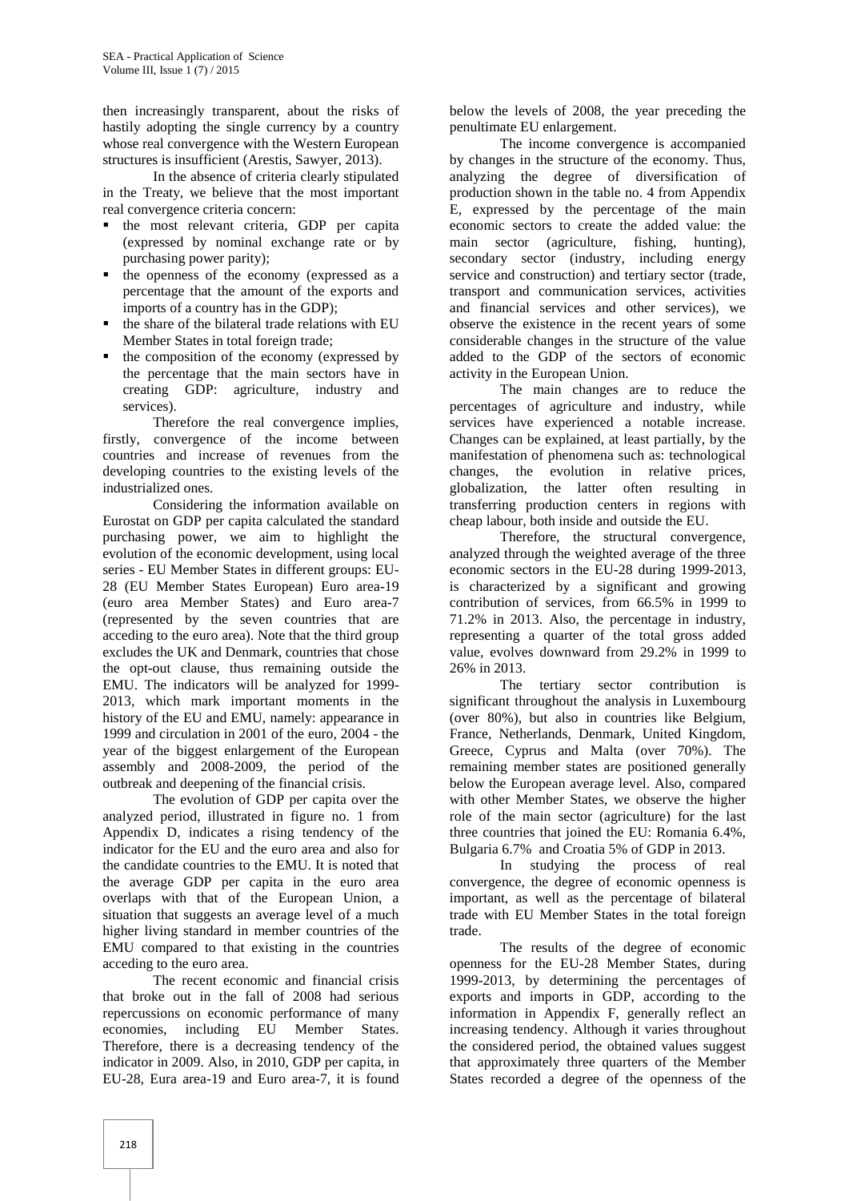then increasingly transparent, about the risks of hastily adopting the single currency by a country whose real convergence with the Western European structures is insufficient (Arestis, Sawyer, 2013).

In the absence of criteria clearly stipulated in the Treaty, we believe that the most important real convergence criteria concern:

- the most relevant criteria, GDP per capita (expressed by nominal exchange rate or by purchasing power parity);
- the openness of the economy (expressed as a percentage that the amount of the exports and imports of a country has in the GDP);
- the share of the bilateral trade relations with EU Member States in total foreign trade;
- the composition of the economy (expressed by the percentage that the main sectors have in creating GDP: agriculture, industry and services).

Therefore the real convergence implies, firstly, convergence of the income between countries and increase of revenues from the developing countries to the existing levels of the industrialized ones.

Considering the information available on Eurostat on GDP per capita calculated the standard purchasing power, we aim to highlight the evolution of the economic development, using local series - EU Member States in different groups: EU-28 (EU Member States European) Euro area-19 (euro area Member States) and Euro area-7 (represented by the seven countries that are acceding to the euro area). Note that the third group excludes the UK and Denmark, countries that chose the opt-out clause, thus remaining outside the EMU. The indicators will be analyzed for 1999-2013, which mark important moments in the history of the EU and EMU, namely: appearance in 1999 and circulation in 2001 of the euro, 2004 - the year of the biggest enlargement of the European assembly and 2008-2009, the period of the outbreak and deepening of the financial crisis.

The evolution of GDP per capita over the analyzed period, illustrated in figure no. 1 from Appendix D, indicates a rising tendency of the indicator for the EU and the euro area and also for the candidate countries to the EMU. It is noted that the average GDP per capita in the euro area overlaps with that of the European Union, a situation that suggests an average level of a much higher living standard in member countries of the EMU compared to that existing in the countries acceding to the euro area.

The recent economic and financial crisis that broke out in the fall of 2008 had serious repercussions on economic performance of many economies, including EU Member States. Therefore, there is a decreasing tendency of the indicator in 2009. Also, in 2010, GDP per capita, in EU-28, Eura area-19 and Euro area-7, it is found below the levels of 2008, the year preceding the penultimate EU enlargement.

The income convergence is accompanied by changes in the structure of the economy. Thus, analyzing the degree of diversification of production shown in the table no. 4 from Appendix E, expressed by the percentage of the main economic sectors to create the added value: the main sector (agriculture, fishing, hunting), secondary sector (industry, including energy service and construction) and tertiary sector (trade, transport and communication services, activities and financial services and other services), we observe the existence in the recent years of some considerable changes in the structure of the value added to the GDP of the sectors of economic activity in the European Union.

The main changes are to reduce the percentages of agriculture and industry, while services have experienced a notable increase. Changes can be explained, at least partially, by the manifestation of phenomena such as: technological changes, the evolution in relative prices, globalization, the latter often resulting in transferring production centers in regions with cheap labour, both inside and outside the EU.

Therefore, the structural convergence, analyzed through the weighted average of the three economic sectors in the EU-28 during 1999-2013, is characterized by a significant and growing contribution of services, from 66.5% in 1999 to 71.2% in 2013. Also, the percentage in industry, representing a quarter of the total gross added value, evolves downward from 29.2% in 1999 to 26% in 2013.

The tertiary sector contribution is significant throughout the analysis in Luxembourg (over 80%), but also in countries like Belgium, France, Netherlands, Denmark, United Kingdom, Greece, Cyprus and Malta (over 70%). The remaining member states are positioned generally below the European average level. Also, compared with other Member States, we observe the higher role of the main sector (agriculture) for the last three countries that joined the EU: Romania 6.4%, Bulgaria 6.7% and Croatia 5% of GDP in 2013.

In studying the process of real convergence, the degree of economic openness is important, as well as the percentage of bilateral trade with EU Member States in the total foreign trade.

The results of the degree of economic openness for the EU-28 Member States, during 1999-2013, by determining the percentages of exports and imports in GDP, according to the information in Appendix F, generally reflect an increasing tendency. Although it varies throughout the considered period, the obtained values suggest that approximately three quarters of the Member States recorded a degree of the openness of the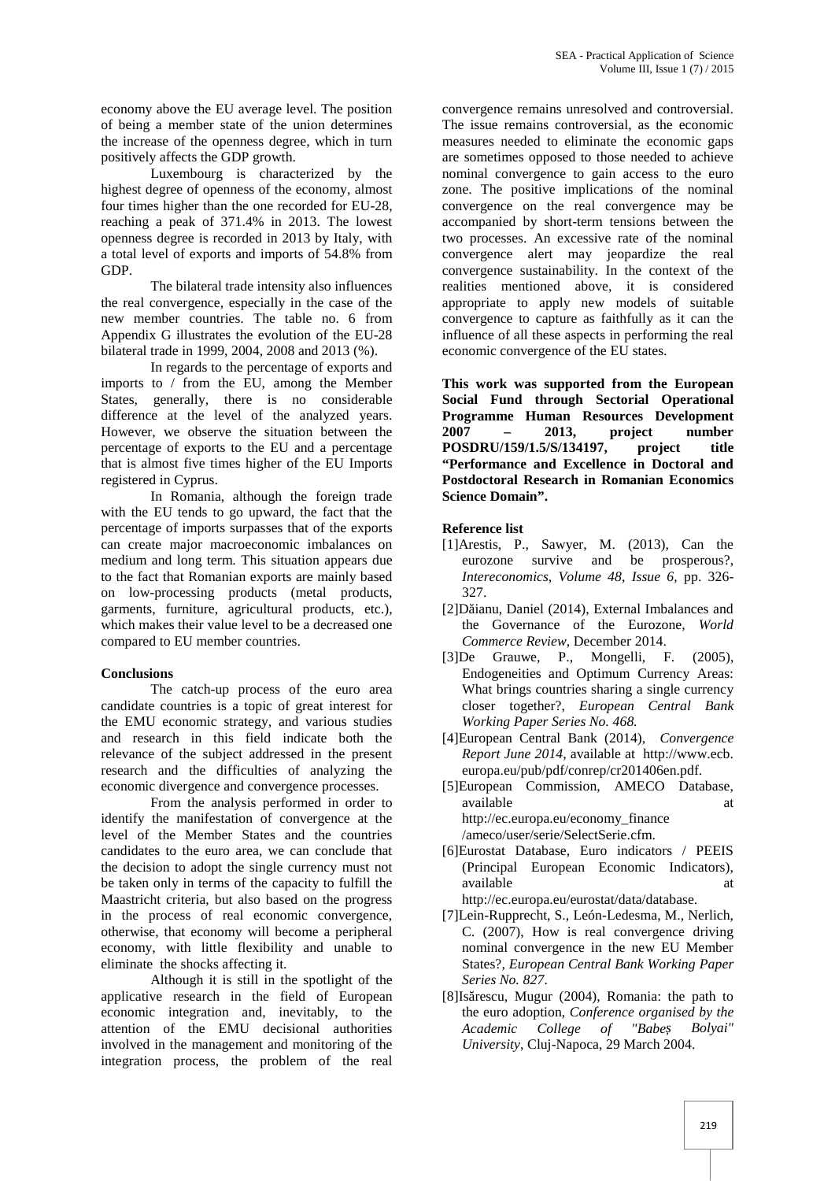economy above the EU average level. The position of being a member state of the union determines the increase of the openness degree, which in turn positively affects the GDP growth.

Luxembourg is characterized by the highest degree of openness of the economy, almost four times higher than the one recorded for EU-28, reaching a peak of 371.4% in 2013. The lowest openness degree is recorded in 2013 by Italy, with a total level of exports and imports of 54.8% from GDP.

The bilateral trade intensity also influences the real convergence, especially in the case of the new member countries. The table no. 6 from Appendix G illustrates the evolution of the EU-28 bilateral trade in 1999, 2004, 2008 and 2013 (%).

In regards to the percentage of exports and imports to / from the EU, among the Member States, generally, there is no considerable difference at the level of the analyzed years. However, we observe the situation between the percentage of exports to the EU and a percentage that is almost five times higher of the EU Imports registered in Cyprus.

In Romania, although the foreign trade with the EU tends to go upward, the fact that the percentage of imports surpasses that of the exports can create major macroeconomic imbalances on medium and long term. This situation appears due to the fact that Romanian exports are mainly based on low-processing products (metal products, garments, furniture, agricultural products, etc.), which makes their value level to be a decreased one compared to EU member countries.

## Conclusions

The catch-up process of the euro area candidate countries is a topic of great interest for the EMU economic strategy, and various studies and research in this field indicate both the relevance of the subject addressed in the present research and the difficulties of analyzing the economic divergence and convergence processes.

From the analysis performed in order to identify the manifestation of convergence at the level of the Member States and the countries candidates to the euro area, we can conclude that the decision to adopt the single currency must not be taken only in terms of the capacity to fulfill the Maastricht criteria, but also based on the progress in the process of real economic convergence, otherwise, that economy will become a peripheral economy, with little flexibility and unable to eliminate the shocks affecting it.

Although it is still in the spotlight of the applicative research in the field of European economic integration and, inevitably, to the attention of the EMU decisional authorities involved in the management and monitoring of the integration process, the problem of the real convergence remains unresolved and controversial. The issue remains controversial, as the economic measures needed to eliminate the economic gaps are sometimes opposed to those needed to achieve nominal convergence to gain access to the euro zone. The positive implications of the nominal convergence on the real convergence may be accompanied by short-term tensions between the two processes. An excessive rate of the nominal convergence alert may jeopardize the real convergence sustainability. In the context of the realities mentioned above, it is considered appropriate to apply new models of suitable convergence to capture as faithfully as it can the influence of all these aspects in performing the real economic convergence of the EU states.

**This work was supported from the European Social Fund through Sectorial Operational Programme Human Resources Development 2007 – 2013, project number POSDRU/159/1.5/S/134197, project title "Performance and Excellence in Doctoral and Postdoctoral Research in Romanian Economics Science Domain".**

## Reference list

[1]Arestis, P., Sawyer, M. (2013), Can the eurozone survive and be prosperous?, *Intereconomics, Volume 48, Issue 6*, pp. 326-327.

[2]Dăianu, Daniel (2014), External Imbalances and the Governance of the Eurozone, *World Commerce Review*, December 2014.

[3]De Grauwe, P., Mongelli, F. (2005), Endogeneities and Optimum Currency Areas: What brings countries sharing a single currency closer together?, *European Central Bank Working Paper Series No. 468.*

[4]European Central Bank (2014), *Convergence Report June 2014*, available at http://www.ecb.europa.eu/pub/pdf/conrep/cr201406en.pdf.

[5]European Commission, AMECO Database, available at http://ec.europa.eu/economy_finance /ameco/user/serie/SelectSerie.cfm.

[6]Eurostat Database, Euro indicators / PEEIS (Principal European Economic Indicators), available at http://ec.europa.eu/eurostat/data/database.

[7]Lein-Rupprecht, S., León-Ledesma, M., Nerlich, C. (2007), How is real convergence driving nominal convergence in the new EU Member States?, *European Central Bank Working Paper Series No. 827*.

[8]Isărescu, Mugur (2004), Romania: the path to the euro adoption, *Conference organised by the Academic College of "Babeș Bolyai" University*, Cluj-Napoca, 29 March 2004.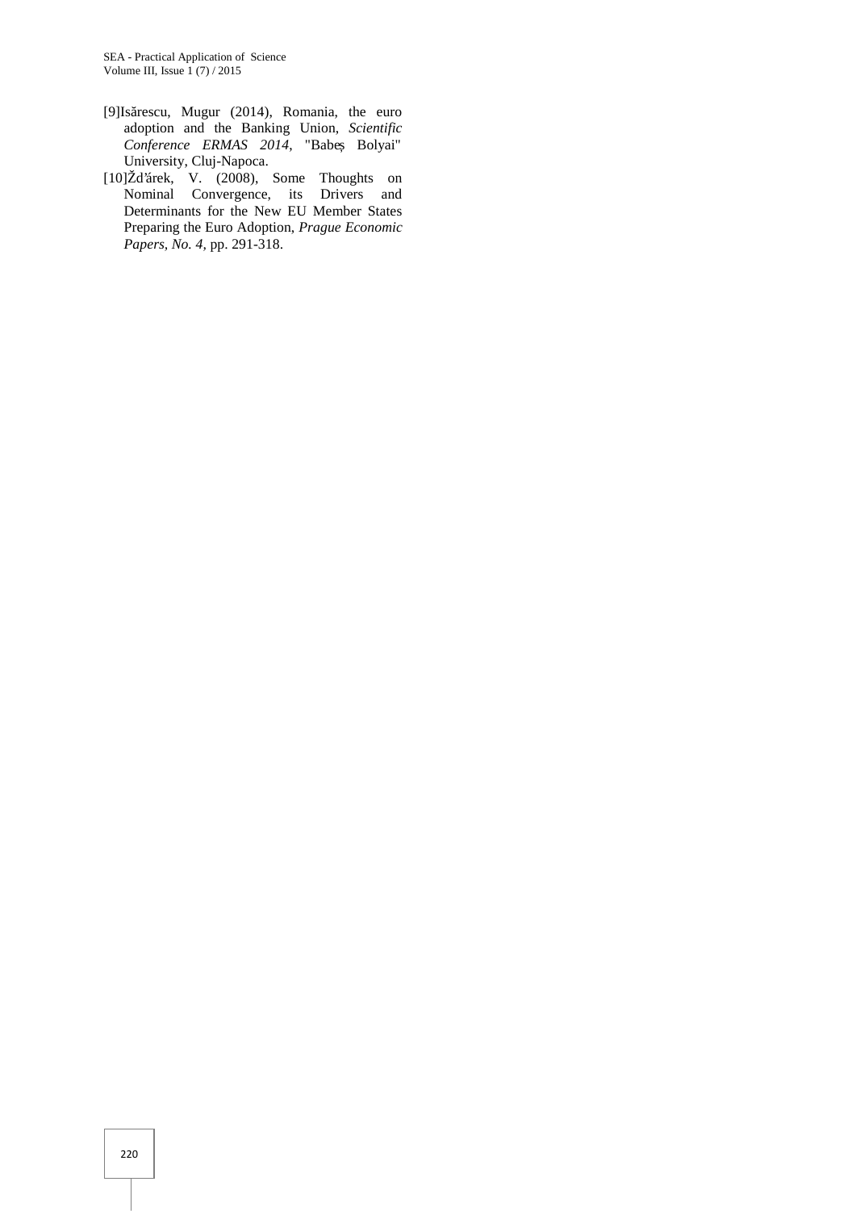[9]Isărescu, Mugur (2014), Romania, the euro adoption and the Banking Union, *Scientific Conference ERMAS 2014*, "Babeș Bolyai" University, Cluj-Napoca.

[10]Žďárek, V. (2008), Some Thoughts on Nominal Convergence, its Drivers and Determinants for the New EU Member States Preparing the Euro Adoption, *Prague Economic Papers, No. 4*, pp. 291-318.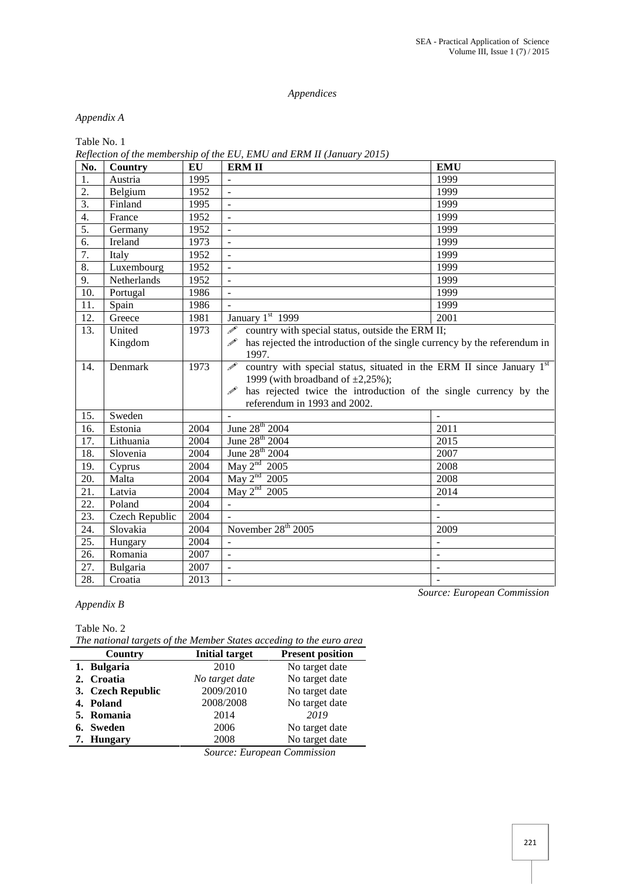*Appendices*

*Appendix A*

Table No. 1

*Reflection of the membership of the EU, EMU and ERM II (January 2015)*

| No. | Country | EU | ERM II | EMU |
|---|---|---|---|---|
| 1. | Austria | 1995 | - | 1999 |
| 2. | Belgium | 1952 | - | 1999 |
| 3. | Finland | 1995 | - | 1999 |
| 4. | France | 1952 | - | 1999 |
| 5. | Germany | 1952 | - | 1999 |
| 6. | Ireland | 1973 | - | 1999 |
| 7. | Italy | 1952 | - | 1999 |
| 8. | Luxembourg | 1952 | - | 1999 |
| 9. | Netherlands | 1952 | - | 1999 |
| 10. | Portugal | 1986 | - | 1999 |
| 11. | Spain | 1986 | - | 1999 |
| 12. | Greece | 1981 | January 1st 1999 | 2001 |
| 13. | United Kingdom | 1973 | ✐ country with special status, outside the ERM II; ✐ has rejected the introduction of the single currency by the referendum in 1997. | |
| 14. | Denmark | 1973 | ✐ country with special status, situated in the ERM II since January 1st 1999 (with broadband of ±2,25%); ✐ has rejected twice the introduction of the single currency by the referendum in 1993 and 2002. | |
| 15. | Sweden | | - | - |
| 16. | Estonia | 2004 | June 28th 2004 | 2011 |
| 17. | Lithuania | 2004 | June 28th 2004 | 2015 |
| 18. | Slovenia | 2004 | June 28th 2004 | 2007 |
| 19. | Cyprus | 2004 | May 2nd 2005 | 2008 |
| 20. | Malta | 2004 | May 2nd 2005 | 2008 |
| 21. | Latvia | 2004 | May 2nd 2005 | 2014 |
| 22. | Poland | 2004 | - | - |
| 23. | Czech Republic | 2004 | - | - |
| 24. | Slovakia | 2004 | November 28th 2005 | 2009 |
| 25. | Hungary | 2004 | - | - |
| 26. | Romania | 2007 | - | - |
| 27. | Bulgaria | 2007 | - | - |
| 28. | Croatia | 2013 | - | - |

*Source: European Commission*

*Appendix B*

Table No. 2

*The national targets of the Member States acceding to the euro area*

| Country | Initial target | Present position |
|---|---|---|
| **1. Bulgaria** | 2010 | No target date |
| **2. Croatia** | *No target date* | No target date |
| **3. Czech Republic** | 2009/2010 | No target date |
| **4. Poland** | 2008/2008 | No target date |
| **5. Romania** | 2014 | *2019* |
| **6. Sweden** | 2006 | No target date |
| **7. Hungary** | 2008 | No target date |

*Source: European Commission*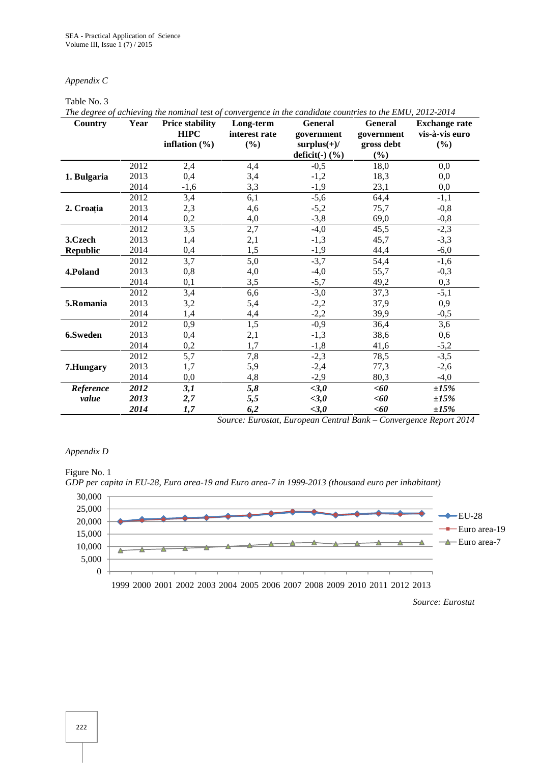*Appendix C*

Table No. 3

*The degree of achieving the nominal test of convergence in the candidate countries to the EMU, 2012-2014*

| Country | Year | Price stability HIPC inflation (%) | Long-term interest rate (%) | General government surplus(+)/ deficit(-) (%) | General government gross debt (%) | Exchange rate vis-à-vis euro (%) |
|---|---|---|---|---|---|---|
| **1. Bulgaria** | 2012 | 2,4 | 4,4 | -0,5 | 18,0 | 0,0 |
| | 2013 | 0,4 | 3,4 | -1,2 | 18,3 | 0,0 |
| | 2014 | -1,6 | 3,3 | -1,9 | 23,1 | 0,0 |
| **2. Croația** | 2012 | 3,4 | 6,1 | -5,6 | 64,4 | -1,1 |
| | 2013 | 2,3 | 4,6 | -5,2 | 75,7 | -0,8 |
| | 2014 | 0,2 | 4,0 | -3,8 | 69,0 | -0,8 |
| **3.Czech Republic** | 2012 | 3,5 | 2,7 | -4,0 | 45,5 | -2,3 |
| | 2013 | 1,4 | 2,1 | -1,3 | 45,7 | -3,3 |
| | 2014 | 0,4 | 1,5 | -1,9 | 44,4 | -6,0 |
| **4.Poland** | 2012 | 3,7 | 5,0 | -3,7 | 54,4 | -1,6 |
| | 2013 | 0,8 | 4,0 | -4,0 | 55,7 | -0,3 |
| | 2014 | 0,1 | 3,5 | -5,7 | 49,2 | 0,3 |
| **5.Romania** | 2012 | 3,4 | 6,6 | -3,0 | 37,3 | -5,1 |
| | 2013 | 3,2 | 5,4 | -2,2 | 37,9 | 0,9 |
| | 2014 | 1,4 | 4,4 | -2,2 | 39,9 | -0,5 |
| **6.Sweden** | 2012 | 0,9 | 1,5 | -0,9 | 36,4 | 3,6 |
| | 2013 | 0,4 | 2,1 | -1,3 | 38,6 | 0,6 |
| | 2014 | 0,2 | 1,7 | -1,8 | 41,6 | -5,2 |
| **7.Hungary** | 2012 | 5,7 | 7,8 | -2,3 | 78,5 | -3,5 |
| | 2013 | 1,7 | 5,9 | -2,4 | 77,3 | -2,6 |
| | 2014 | 0,0 | 4,8 | -2,9 | 80,3 | -4,0 |
| ***Reference value*** | ***2012*** | ***3,1*** | ***5,8*** | ***<3,0*** | ***<60*** | ***±15%*** |
| | ***2013*** | ***2,7*** | ***5,5*** | ***<3,0*** | ***<60*** | ***±15%*** |
| | ***2014*** | ***1,7*** | ***6,2*** | ***<3,0*** | ***<60*** | ***±15%*** |

*Source: Eurostat, European Central Bank – Convergence Report 2014*

*Appendix D*

Figure No. 1

*GDP per capita in EU-28, Euro area-19 and Euro area-7 in 1999-2013 (thousand euro per inhabitant)*

*Source: Eurostat*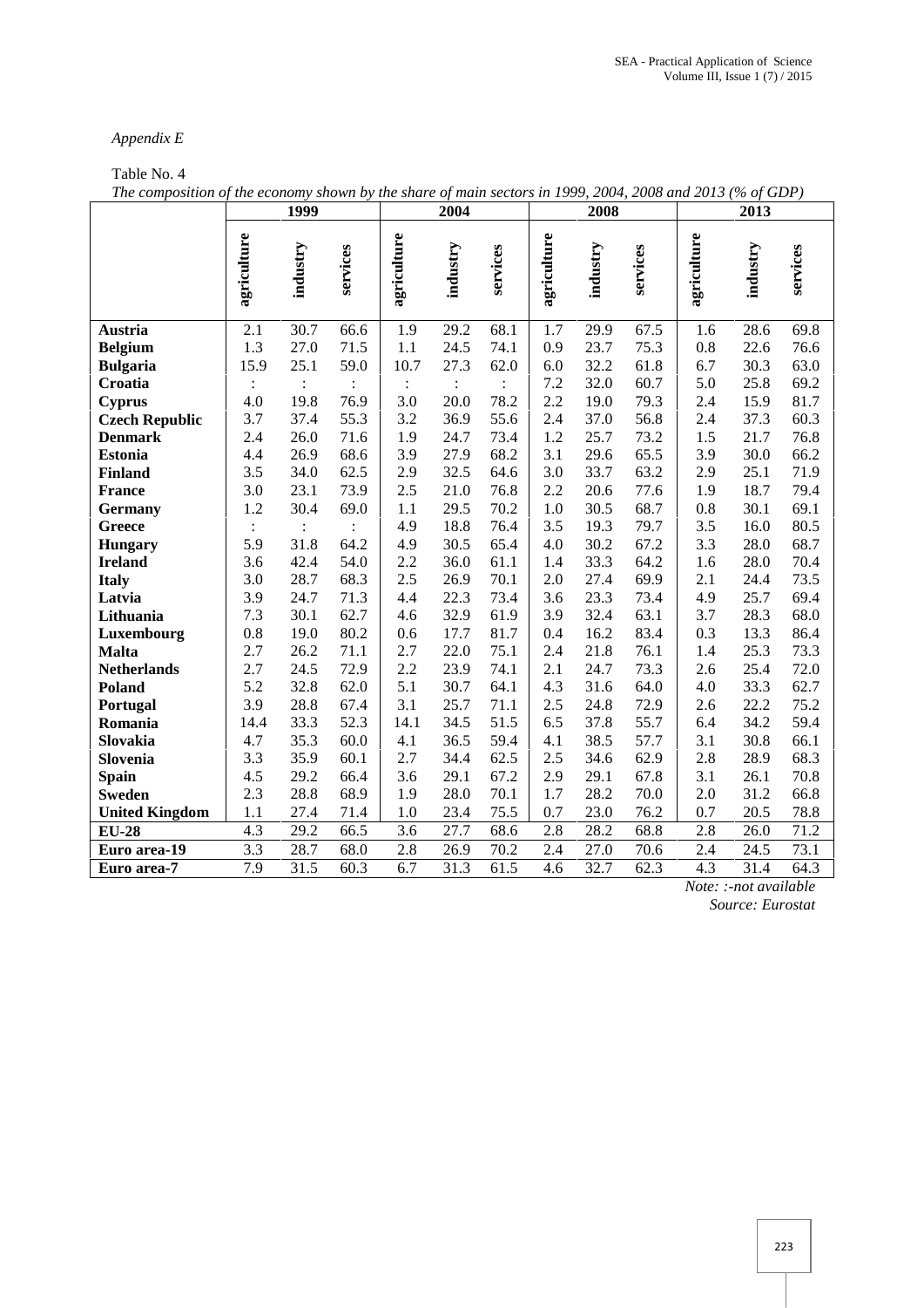*Appendix E*

Table No. 4

*The composition of the economy shown by the share of main sectors in 1999, 2004, 2008 and 2013 (% of GDP)*

| | 1999 | | | 2004 | | | 2008 | | | 2013 | | |
|---|---|---|---|---|---|---|---|---|---|---|---|---|
| | agriculture | industry | services | agriculture | industry | services | agriculture | industry | services | agriculture | industry | services |
| **Austria** | 2.1 | 30.7 | 66.6 | 1.9 | 29.2 | 68.1 | 1.7 | 29.9 | 67.5 | 1.6 | 28.6 | 69.8 |
| **Belgium** | 1.3 | 27.0 | 71.5 | 1.1 | 24.5 | 74.1 | 0.9 | 23.7 | 75.3 | 0.8 | 22.6 | 76.6 |
| **Bulgaria** | 15.9 | 25.1 | 59.0 | 10.7 | 27.3 | 62.0 | 6.0 | 32.2 | 61.8 | 6.7 | 30.3 | 63.0 |
| **Croatia** | : | : | : | : | : | : | 7.2 | 32.0 | 60.7 | 5.0 | 25.8 | 69.2 |
| **Cyprus** | 4.0 | 19.8 | 76.9 | 3.0 | 20.0 | 78.2 | 2.2 | 19.0 | 79.3 | 2.4 | 15.9 | 81.7 |
| **Czech Republic** | 3.7 | 37.4 | 55.3 | 3.2 | 36.9 | 55.6 | 2.4 | 37.0 | 56.8 | 2.4 | 37.3 | 60.3 |
| **Denmark** | 2.4 | 26.0 | 71.6 | 1.9 | 24.7 | 73.4 | 1.2 | 25.7 | 73.2 | 1.5 | 21.7 | 76.8 |
| **Estonia** | 4.4 | 26.9 | 68.6 | 3.9 | 27.9 | 68.2 | 3.1 | 29.6 | 65.5 | 3.9 | 30.0 | 66.2 |
| **Finland** | 3.5 | 34.0 | 62.5 | 2.9 | 32.5 | 64.6 | 3.0 | 33.7 | 63.2 | 2.9 | 25.1 | 71.9 |
| **France** | 3.0 | 23.1 | 73.9 | 2.5 | 21.0 | 76.8 | 2.2 | 20.6 | 77.6 | 1.9 | 18.7 | 79.4 |
| **Germany** | 1.2 | 30.4 | 69.0 | 1.1 | 29.5 | 70.2 | 1.0 | 30.5 | 68.7 | 0.8 | 30.1 | 69.1 |
| **Greece** | : | : | : | 4.9 | 18.8 | 76.4 | 3.5 | 19.3 | 79.7 | 3.5 | 16.0 | 80.5 |
| **Hungary** | 5.9 | 31.8 | 64.2 | 4.9 | 30.5 | 65.4 | 4.0 | 30.2 | 67.2 | 3.3 | 28.0 | 68.7 |
| **Ireland** | 3.6 | 42.4 | 54.0 | 2.2 | 36.0 | 61.1 | 1.4 | 33.3 | 64.2 | 1.6 | 28.0 | 70.4 |
| **Italy** | 3.0 | 28.7 | 68.3 | 2.5 | 26.9 | 70.1 | 2.0 | 27.4 | 69.9 | 2.1 | 24.4 | 73.5 |
| **Latvia** | 3.9 | 24.7 | 71.3 | 4.4 | 22.3 | 73.4 | 3.6 | 23.3 | 73.4 | 4.9 | 25.7 | 69.4 |
| **Lithuania** | 7.3 | 30.1 | 62.7 | 4.6 | 32.9 | 61.9 | 3.9 | 32.4 | 63.1 | 3.7 | 28.3 | 68.0 |
| **Luxembourg** | 0.8 | 19.0 | 80.2 | 0.6 | 17.7 | 81.7 | 0.4 | 16.2 | 83.4 | 0.3 | 13.3 | 86.4 |
| **Malta** | 2.7 | 26.2 | 71.1 | 2.7 | 22.0 | 75.1 | 2.4 | 21.8 | 76.1 | 1.4 | 25.3 | 73.3 |
| **Netherlands** | 2.7 | 24.5 | 72.9 | 2.2 | 23.9 | 74.1 | 2.1 | 24.7 | 73.3 | 2.6 | 25.4 | 72.0 |
| **Poland** | 5.2 | 32.8 | 62.0 | 5.1 | 30.7 | 64.1 | 4.3 | 31.6 | 64.0 | 4.0 | 33.3 | 62.7 |
| **Portugal** | 3.9 | 28.8 | 67.4 | 3.1 | 25.7 | 71.1 | 2.5 | 24.8 | 72.9 | 2.6 | 22.2 | 75.2 |
| **Romania** | 14.4 | 33.3 | 52.3 | 14.1 | 34.5 | 51.5 | 6.5 | 37.8 | 55.7 | 6.4 | 34.2 | 59.4 |
| **Slovakia** | 4.7 | 35.3 | 60.0 | 4.1 | 36.5 | 59.4 | 4.1 | 38.5 | 57.7 | 3.1 | 30.8 | 66.1 |
| **Slovenia** | 3.3 | 35.9 | 60.1 | 2.7 | 34.4 | 62.5 | 2.5 | 34.6 | 62.9 | 2.8 | 28.9 | 68.3 |
| **Spain** | 4.5 | 29.2 | 66.4 | 3.6 | 29.1 | 67.2 | 2.9 | 29.1 | 67.8 | 3.1 | 26.1 | 70.8 |
| **Sweden** | 2.3 | 28.8 | 68.9 | 1.9 | 28.0 | 70.1 | 1.7 | 28.2 | 70.0 | 2.0 | 31.2 | 66.8 |
| **United Kingdom** | 1.1 | 27.4 | 71.4 | 1.0 | 23.4 | 75.5 | 0.7 | 23.0 | 76.2 | 0.7 | 20.5 | 78.8 |
| **EU-28** | 4.3 | 29.2 | 66.5 | 3.6 | 27.7 | 68.6 | 2.8 | 28.2 | 68.8 | 2.8 | 26.0 | 71.2 |
| **Euro area-19** | 3.3 | 28.7 | 68.0 | 2.8 | 26.9 | 70.2 | 2.4 | 27.0 | 70.6 | 2.4 | 24.5 | 73.1 |
| **Euro area-7** | 7.9 | 31.5 | 60.3 | 6.7 | 31.3 | 61.5 | 4.6 | 32.7 | 62.3 | 4.3 | 31.4 | 64.3 |

*Note: :-not available*

*Source: Eurostat*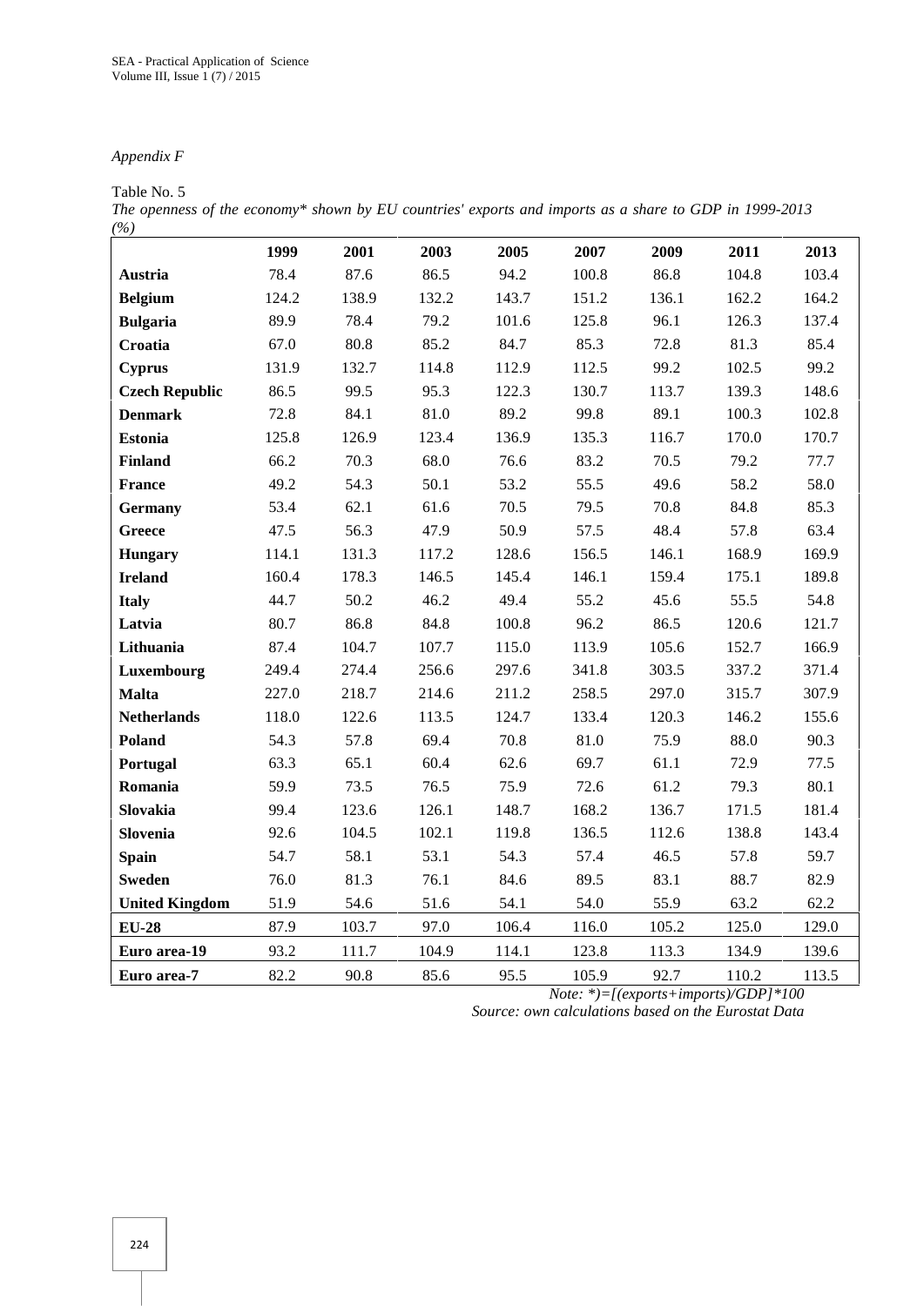*Appendix F*

Table No. 5

*The openness of the economy* shown by EU countries' exports and imports as a share to GDP in 1999-2013 (%)*

| | 1999 | 2001 | 2003 | 2005 | 2007 | 2009 | 2011 | 2013 |
|---|---|---|---|---|---|---|---|---|
| **Austria** | 78.4 | 87.6 | 86.5 | 94.2 | 100.8 | 86.8 | 104.8 | 103.4 |
| **Belgium** | 124.2 | 138.9 | 132.2 | 143.7 | 151.2 | 136.1 | 162.2 | 164.2 |
| **Bulgaria** | 89.9 | 78.4 | 79.2 | 101.6 | 125.8 | 96.1 | 126.3 | 137.4 |
| **Croatia** | 67.0 | 80.8 | 85.2 | 84.7 | 85.3 | 72.8 | 81.3 | 85.4 |
| **Cyprus** | 131.9 | 132.7 | 114.8 | 112.9 | 112.5 | 99.2 | 102.5 | 99.2 |
| **Czech Republic** | 86.5 | 99.5 | 95.3 | 122.3 | 130.7 | 113.7 | 139.3 | 148.6 |
| **Denmark** | 72.8 | 84.1 | 81.0 | 89.2 | 99.8 | 89.1 | 100.3 | 102.8 |
| **Estonia** | 125.8 | 126.9 | 123.4 | 136.9 | 135.3 | 116.7 | 170.0 | 170.7 |
| **Finland** | 66.2 | 70.3 | 68.0 | 76.6 | 83.2 | 70.5 | 79.2 | 77.7 |
| **France** | 49.2 | 54.3 | 50.1 | 53.2 | 55.5 | 49.6 | 58.2 | 58.0 |
| **Germany** | 53.4 | 62.1 | 61.6 | 70.5 | 79.5 | 70.8 | 84.8 | 85.3 |
| **Greece** | 47.5 | 56.3 | 47.9 | 50.9 | 57.5 | 48.4 | 57.8 | 63.4 |
| **Hungary** | 114.1 | 131.3 | 117.2 | 128.6 | 156.5 | 146.1 | 168.9 | 169.9 |
| **Ireland** | 160.4 | 178.3 | 146.5 | 145.4 | 146.1 | 159.4 | 175.1 | 189.8 |
| **Italy** | 44.7 | 50.2 | 46.2 | 49.4 | 55.2 | 45.6 | 55.5 | 54.8 |
| **Latvia** | 80.7 | 86.8 | 84.8 | 100.8 | 96.2 | 86.5 | 120.6 | 121.7 |
| **Lithuania** | 87.4 | 104.7 | 107.7 | 115.0 | 113.9 | 105.6 | 152.7 | 166.9 |
| **Luxembourg** | 249.4 | 274.4 | 256.6 | 297.6 | 341.8 | 303.5 | 337.2 | 371.4 |
| **Malta** | 227.0 | 218.7 | 214.6 | 211.2 | 258.5 | 297.0 | 315.7 | 307.9 |
| **Netherlands** | 118.0 | 122.6 | 113.5 | 124.7 | 133.4 | 120.3 | 146.2 | 155.6 |
| **Poland** | 54.3 | 57.8 | 69.4 | 70.8 | 81.0 | 75.9 | 88.0 | 90.3 |
| **Portugal** | 63.3 | 65.1 | 60.4 | 62.6 | 69.7 | 61.1 | 72.9 | 77.5 |
| **Romania** | 59.9 | 73.5 | 76.5 | 75.9 | 72.6 | 61.2 | 79.3 | 80.1 |
| **Slovakia** | 99.4 | 123.6 | 126.1 | 148.7 | 168.2 | 136.7 | 171.5 | 181.4 |
| **Slovenia** | 92.6 | 104.5 | 102.1 | 119.8 | 136.5 | 112.6 | 138.8 | 143.4 |
| **Spain** | 54.7 | 58.1 | 53.1 | 54.3 | 57.4 | 46.5 | 57.8 | 59.7 |
| **Sweden** | 76.0 | 81.3 | 76.1 | 84.6 | 89.5 | 83.1 | 88.7 | 82.9 |
| **United Kingdom** | 51.9 | 54.6 | 51.6 | 54.1 | 54.0 | 55.9 | 63.2 | 62.2 |
| **EU-28** | 87.9 | 103.7 | 97.0 | 106.4 | 116.0 | 105.2 | 125.0 | 129.0 |
| **Euro area-19** | 93.2 | 111.7 | 104.9 | 114.1 | 123.8 | 113.3 | 134.9 | 139.6 |
| **Euro area-7** | 82.2 | 90.8 | 85.6 | 95.5 | 105.9 | 92.7 | 110.2 | 113.5 |

*Note: *)=[(exports+imports)/GDP]*100*

*Source: own calculations based on the Eurostat Data*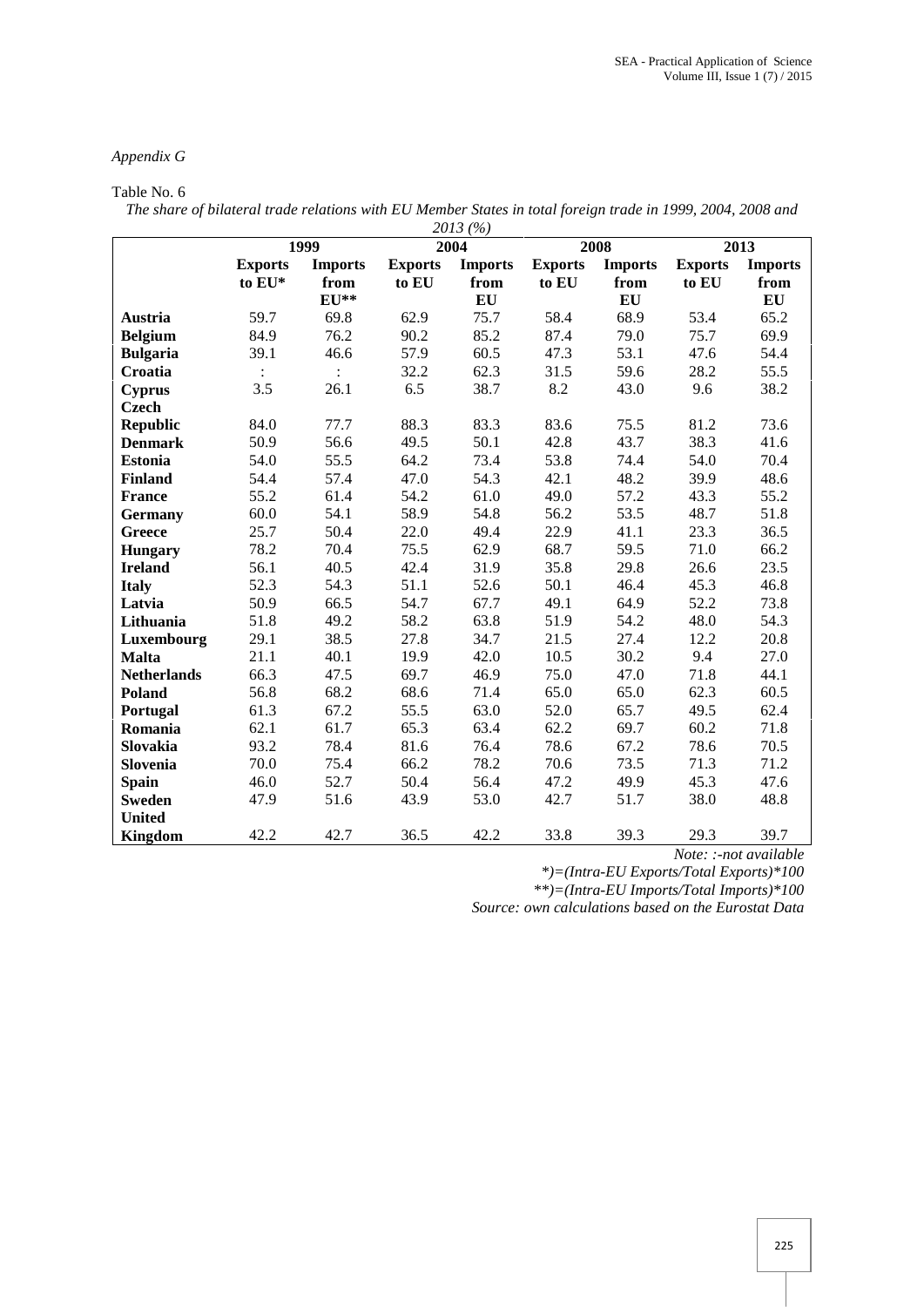*Appendix G*

Table No. 6

*The share of bilateral trade relations with EU Member States in total foreign trade in 1999, 2004, 2008 and 2013 (%)*

| | 1999 | | 2004 | | 2008 | | 2013 | |
|---|---|---|---|---|---|---|---|---|
| | **Exports to EU*** | **Imports from EU**** | **Exports to EU** | **Imports from EU** | **Exports to EU** | **Imports from EU** | **Exports to EU** | **Imports from EU** |
| **Austria** | 59.7 | 69.8 | 62.9 | 75.7 | 58.4 | 68.9 | 53.4 | 65.2 |
| **Belgium** | 84.9 | 76.2 | 90.2 | 85.2 | 87.4 | 79.0 | 75.7 | 69.9 |
| **Bulgaria** | 39.1 | 46.6 | 57.9 | 60.5 | 47.3 | 53.1 | 47.6 | 54.4 |
| **Croatia** | : | : | 32.2 | 62.3 | 31.5 | 59.6 | 28.2 | 55.5 |
| **Cyprus** | 3.5 | 26.1 | 6.5 | 38.7 | 8.2 | 43.0 | 9.6 | 38.2 |
| **Czech Republic** | 84.0 | 77.7 | 88.3 | 83.3 | 83.6 | 75.5 | 81.2 | 73.6 |
| **Denmark** | 50.9 | 56.6 | 49.5 | 50.1 | 42.8 | 43.7 | 38.3 | 41.6 |
| **Estonia** | 54.0 | 55.5 | 64.2 | 73.4 | 53.8 | 74.4 | 54.0 | 70.4 |
| **Finland** | 54.4 | 57.4 | 47.0 | 54.3 | 42.1 | 48.2 | 39.9 | 48.6 |
| **France** | 55.2 | 61.4 | 54.2 | 61.0 | 49.0 | 57.2 | 43.3 | 55.2 |
| **Germany** | 60.0 | 54.1 | 58.9 | 54.8 | 56.2 | 53.5 | 48.7 | 51.8 |
| **Greece** | 25.7 | 50.4 | 22.0 | 49.4 | 22.9 | 41.1 | 23.3 | 36.5 |
| **Hungary** | 78.2 | 70.4 | 75.5 | 62.9 | 68.7 | 59.5 | 71.0 | 66.2 |
| **Ireland** | 56.1 | 40.5 | 42.4 | 31.9 | 35.8 | 29.8 | 26.6 | 23.5 |
| **Italy** | 52.3 | 54.3 | 51.1 | 52.6 | 50.1 | 46.4 | 45.3 | 46.8 |
| **Latvia** | 50.9 | 66.5 | 54.7 | 67.7 | 49.1 | 64.9 | 52.2 | 73.8 |
| **Lithuania** | 51.8 | 49.2 | 58.2 | 63.8 | 51.9 | 54.2 | 48.0 | 54.3 |
| **Luxembourg** | 29.1 | 38.5 | 27.8 | 34.7 | 21.5 | 27.4 | 12.2 | 20.8 |
| **Malta** | 21.1 | 40.1 | 19.9 | 42.0 | 10.5 | 30.2 | 9.4 | 27.0 |
| **Netherlands** | 66.3 | 47.5 | 69.7 | 46.9 | 75.0 | 47.0 | 71.8 | 44.1 |
| **Poland** | 56.8 | 68.2 | 68.6 | 71.4 | 65.0 | 65.0 | 62.3 | 60.5 |
| **Portugal** | 61.3 | 67.2 | 55.5 | 63.0 | 52.0 | 65.7 | 49.5 | 62.4 |
| **Romania** | 62.1 | 61.7 | 65.3 | 63.4 | 62.2 | 69.7 | 60.2 | 71.8 |
| **Slovakia** | 93.2 | 78.4 | 81.6 | 76.4 | 78.6 | 67.2 | 78.6 | 70.5 |
| **Slovenia** | 70.0 | 75.4 | 66.2 | 78.2 | 70.6 | 73.5 | 71.3 | 71.2 |
| **Spain** | 46.0 | 52.7 | 50.4 | 56.4 | 47.2 | 49.9 | 45.3 | 47.6 |
| **Sweden** | 47.9 | 51.6 | 43.9 | 53.0 | 42.7 | 51.7 | 38.0 | 48.8 |
| **United Kingdom** | 42.2 | 42.7 | 36.5 | 42.2 | 33.8 | 39.3 | 29.3 | 39.7 |

*Note: :-not available*

*\*)=(Intra-EU Exports/Total Exports)\*100*

*\*\*)=(Intra-EU Imports/Total Imports)\*100*

*Source: own calculations based on the Eurostat Data*